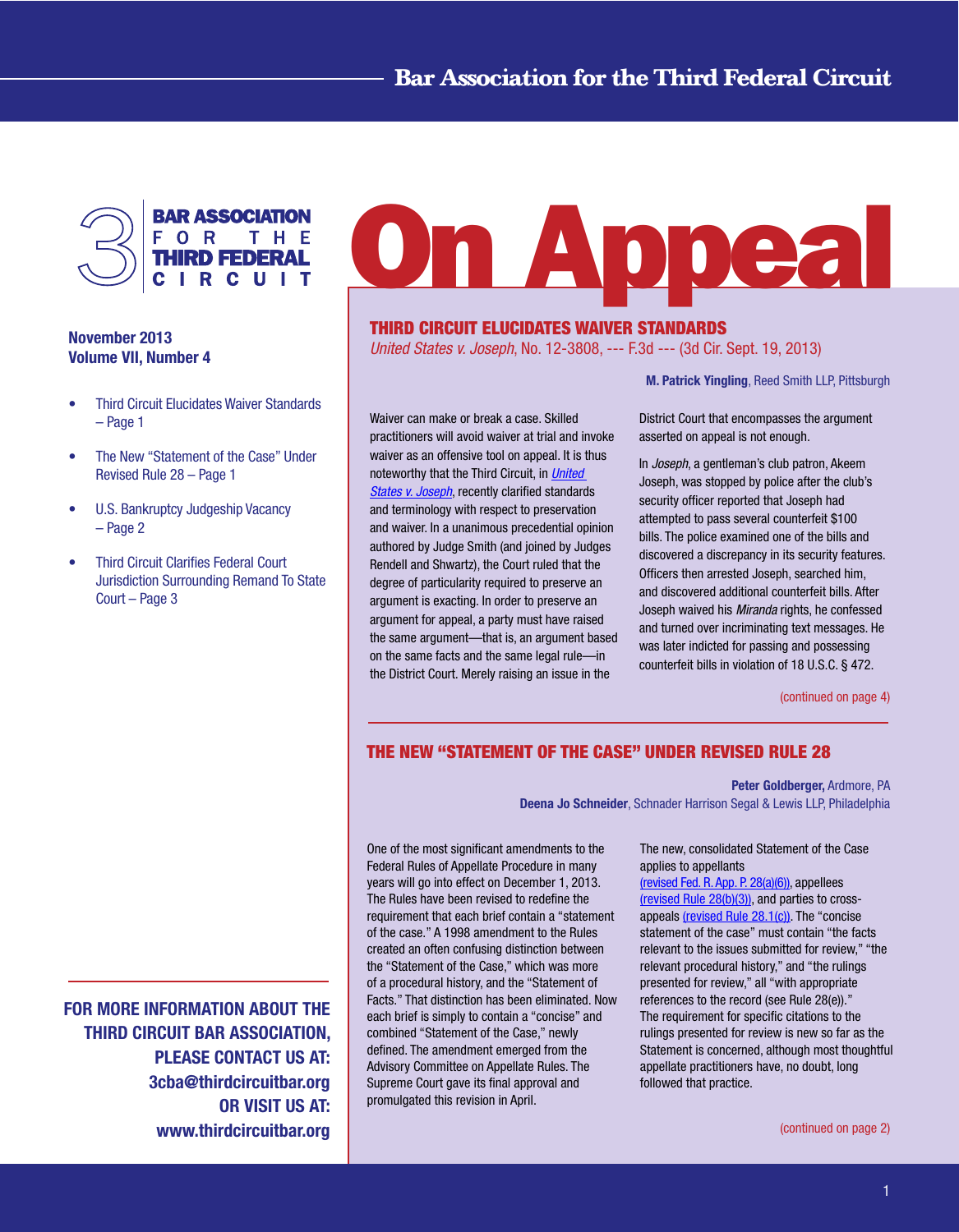# On Appeal

**Bar Association for the Third Federal Circuit**

**November 2013**
**Volume VII, Number 4**

- Third Circuit Elucidates Waiver Standards – Page 1
- The New "Statement of the Case" Under Revised Rule 28 – Page 1
- U.S. Bankruptcy Judgeship Vacancy – Page 2
- Third Circuit Clarifies Federal Court Jurisdiction Surrounding Remand To State Court – Page 3

**FOR MORE INFORMATION ABOUT THE THIRD CIRCUIT BAR ASSOCIATION, PLEASE CONTACT US AT: 3cba@thirdcircuitbar.org OR VISIT US AT: www.thirdcircuitbar.org**

## THIRD CIRCUIT ELUCIDATES WAIVER STANDARDS

*United States v. Joseph*, No. 12-3808, --- F.3d --- (3d Cir. Sept. 19, 2013)

**M. Patrick Yingling**, Reed Smith LLP, Pittsburgh

Waiver can make or break a case. Skilled practitioners will avoid waiver at trial and invoke waiver as an offensive tool on appeal. It is thus noteworthy that the Third Circuit, in *United States v. Joseph*, recently clarified standards and terminology with respect to preservation and waiver. In a unanimous precedential opinion authored by Judge Smith (and joined by Judges Rendell and Shwartz), the Court ruled that the degree of particularity required to preserve an argument is exacting. In order to preserve an argument for appeal, a party must have raised the same argument—that is, an argument based on the same facts and the same legal rule—in the District Court. Merely raising an issue in the District Court that encompasses the argument asserted on appeal is not enough.

In *Joseph*, a gentleman's club patron, Akeem Joseph, was stopped by police after the club's security officer reported that Joseph had attempted to pass several counterfeit $100 bills. The police examined one of the bills and discovered a discrepancy in its security features. Officers then arrested Joseph, searched him, and discovered additional counterfeit bills. After Joseph waived his *Miranda* rights, he confessed and turned over incriminating text messages. He was later indicted for passing and possessing counterfeit bills in violation of 18 U.S.C. § 472.

(continued on page 4)

## THE NEW "STATEMENT OF THE CASE" UNDER REVISED RULE 28

**Peter Goldberger,** Ardmore, PA
**Deena Jo Schneider**, Schnader Harrison Segal & Lewis LLP, Philadelphia

One of the most significant amendments to the Federal Rules of Appellate Procedure in many years will go into effect on December 1, 2013. The Rules have been revised to redefine the requirement that each brief contain a "statement of the case." A 1998 amendment to the Rules created an often confusing distinction between the "Statement of the Case," which was more of a procedural history, and the "Statement of Facts." That distinction has been eliminated. Now each brief is simply to contain a "concise" and combined "Statement of the Case," newly defined. The amendment emerged from the Advisory Committee on Appellate Rules. The Supreme Court gave its final approval and promulgated this revision in April.

The new, consolidated Statement of the Case applies to appellants (revised Fed. R. App. P. 28(a)(6)), appellees (revised Rule 28(b)(3)), and parties to cross-appeals (revised Rule 28.1(c)). The "concise statement of the case" must contain "the facts relevant to the issues submitted for review," "the relevant procedural history," and "the rulings presented for review," all "with appropriate references to the record (see Rule 28(e))." The requirement for specific citations to the rulings presented for review is new so far as the Statement is concerned, although most thoughtful appellate practitioners have, no doubt, long followed that practice.

(continued on page 2)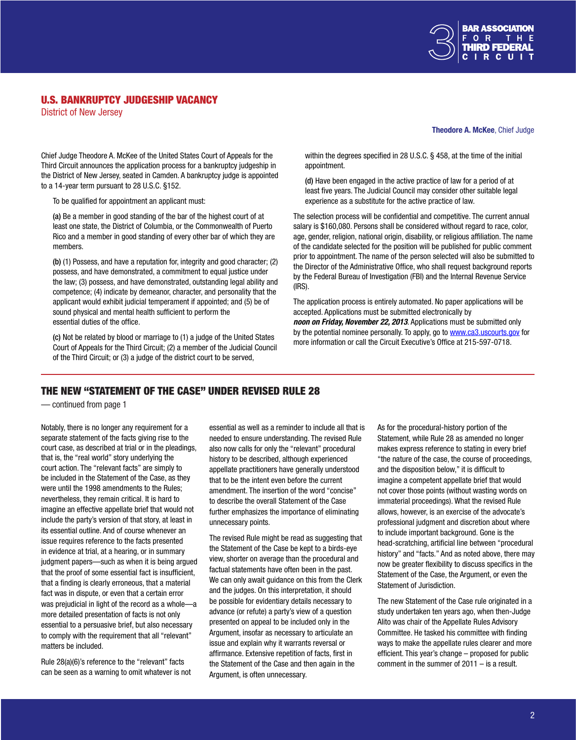## U.S. BANKRUPTCY JUDGESHIP VACANCY

District of New Jersey

**Theodore A. McKee**, Chief Judge

Chief Judge Theodore A. McKee of the United States Court of Appeals for the Third Circuit announces the application process for a bankruptcy judgeship in the District of New Jersey, seated in Camden. A bankruptcy judge is appointed to a 14-year term pursuant to 28 U.S.C. §152.

To be qualified for appointment an applicant must:

**(a)** Be a member in good standing of the bar of the highest court of at least one state, the District of Columbia, or the Commonwealth of Puerto Rico and a member in good standing of every other bar of which they are members.

**(b)** (1) Possess, and have a reputation for, integrity and good character; (2) possess, and have demonstrated, a commitment to equal justice under the law; (3) possess, and have demonstrated, outstanding legal ability and competence; (4) indicate by demeanor, character, and personality that the applicant would exhibit judicial temperament if appointed; and (5) be of sound physical and mental health sufficient to perform the essential duties of the office.

**(c)** Not be related by blood or marriage to (1) a judge of the United States Court of Appeals for the Third Circuit; (2) a member of the Judicial Council of the Third Circuit; or (3) a judge of the district court to be served, within the degrees specified in 28 U.S.C. § 458, at the time of the initial appointment.

**(d)** Have been engaged in the active practice of law for a period of at least five years. The Judicial Council may consider other suitable legal experience as a substitute for the active practice of law.

The selection process will be confidential and competitive. The current annual salary is $160,080. Persons shall be considered without regard to race, color, age, gender, religion, national origin, disability, or religious affiliation. The name of the candidate selected for the position will be published for public comment prior to appointment. The name of the person selected will also be submitted to the Director of the Administrative Office, who shall request background reports by the Federal Bureau of Investigation (FBI) and the Internal Revenue Service (IRS).

The application process is entirely automated. No paper applications will be accepted. Applications must be submitted electronically by ***noon on Friday, November 22, 2013***. Applications must be submitted only by the potential nominee personally. To apply, go to www.ca3.uscourts.gov for more information or call the Circuit Executive's Office at 215-597-0718.

## THE NEW "STATEMENT OF THE CASE" UNDER REVISED RULE 28

— continued from page 1

Notably, there is no longer any requirement for a separate statement of the facts giving rise to the court case, as described at trial or in the pleadings, that is, the "real world" story underlying the court action. The "relevant facts" are simply to be included in the Statement of the Case, as they were until the 1998 amendments to the Rules; nevertheless, they remain critical. It is hard to imagine an effective appellate brief that would not include the party's version of that story, at least in its essential outline. And of course whenever an issue requires reference to the facts presented in evidence at trial, at a hearing, or in summary judgment papers—such as when it is being argued that the proof of some essential fact is insufficient, that a finding is clearly erroneous, that a material fact was in dispute, or even that a certain error was prejudicial in light of the record as a whole—a more detailed presentation of facts is not only essential to a persuasive brief, but also necessary to comply with the requirement that all "relevant" matters be included.

Rule 28(a)(6)'s reference to the "relevant" facts can be seen as a warning to omit whatever is not essential as well as a reminder to include all that is needed to ensure understanding. The revised Rule also now calls for only the "relevant" procedural history to be described, although experienced appellate practitioners have generally understood that to be the intent even before the current amendment. The insertion of the word "concise" further emphasizes the importance of eliminating unnecessary points.

The revised Rule might be read as suggesting that the Statement of the Case be kept to a birds-eye view, shorter on average than the procedural and factual statements have often been in the past. We can only await guidance on this from the Clerk and the judges. On this interpretation, it should be possible for evidentiary details necessary to advance (or refute) a party's view of a question presented on appeal to be included only in the Argument, insofar as necessary to articulate an issue and explain why it warrants reversal or affirmance. Extensive repetition of facts, first in the Statement of the Case and then again in the Argument, is often unnecessary.

As for the procedural-history portion of the Statement, while Rule 28 as amended no longer makes express reference to stating in every brief "the nature of the case, the course of proceedings, and the disposition below," it is difficult to imagine a competent appellate brief that would not cover those points (without wasting words on immaterial proceedings). What the revised Rule allows, however, is an exercise of the advocate's professional judgment and discretion about where to include important background. Gone is the head-scratching, artificial line between "procedural history" and "facts." And as noted above, there may now be greater flexibility to discuss specifics in the Statement of the Case, the Argument, or even the Statement of Jurisdiction.

The new Statement of the Case rule originated in a study undertaken ten years ago, when then-Judge Alito was chair of the Appellate Rules Advisory Committee. He tasked his committee with finding ways to make the appellate rules clearer and more efficient. This year's change – proposed for public comment in the summer of 2011 – is a result.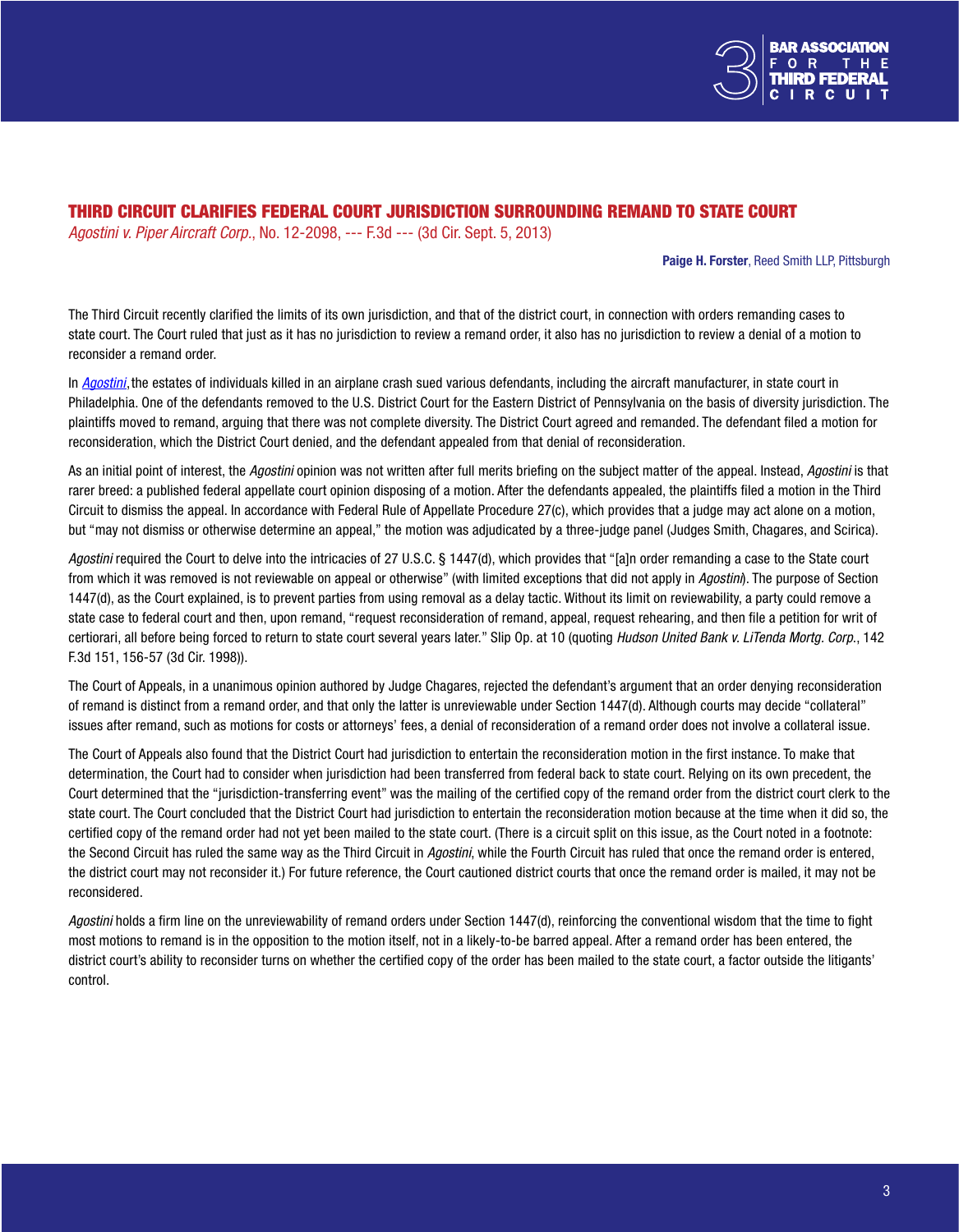## THIRD CIRCUIT CLARIFIES FEDERAL COURT JURISDICTION SURROUNDING REMAND TO STATE COURT

*Agostini v. Piper Aircraft Corp.*, No. 12-2098, --- F.3d --- (3d Cir. Sept. 5, 2013)

**Paige H. Forster**, Reed Smith LLP, Pittsburgh

The Third Circuit recently clarified the limits of its own jurisdiction, and that of the district court, in connection with orders remanding cases to state court. The Court ruled that just as it has no jurisdiction to review a remand order, it also has no jurisdiction to review a denial of a motion to reconsider a remand order.

In *Agostini*, the estates of individuals killed in an airplane crash sued various defendants, including the aircraft manufacturer, in state court in Philadelphia. One of the defendants removed to the U.S. District Court for the Eastern District of Pennsylvania on the basis of diversity jurisdiction. The plaintiffs moved to remand, arguing that there was not complete diversity. The District Court agreed and remanded. The defendant filed a motion for reconsideration, which the District Court denied, and the defendant appealed from that denial of reconsideration.

As an initial point of interest, the *Agostini* opinion was not written after full merits briefing on the subject matter of the appeal. Instead, *Agostini* is that rarer breed: a published federal appellate court opinion disposing of a motion. After the defendants appealed, the plaintiffs filed a motion in the Third Circuit to dismiss the appeal. In accordance with Federal Rule of Appellate Procedure 27(c), which provides that a judge may act alone on a motion, but "may not dismiss or otherwise determine an appeal," the motion was adjudicated by a three-judge panel (Judges Smith, Chagares, and Scirica).

*Agostini* required the Court to delve into the intricacies of 27 U.S.C. § 1447(d), which provides that "[a]n order remanding a case to the State court from which it was removed is not reviewable on appeal or otherwise" (with limited exceptions that did not apply in *Agostini*). The purpose of Section 1447(d), as the Court explained, is to prevent parties from using removal as a delay tactic. Without its limit on reviewability, a party could remove a state case to federal court and then, upon remand, "request reconsideration of remand, appeal, request rehearing, and then file a petition for writ of certiorari, all before being forced to return to state court several years later." Slip Op. at 10 (quoting *Hudson United Bank v. LiTenda Mortg. Corp.*, 142 F.3d 151, 156-57 (3d Cir. 1998)).

The Court of Appeals, in a unanimous opinion authored by Judge Chagares, rejected the defendant's argument that an order denying reconsideration of remand is distinct from a remand order, and that only the latter is unreviewable under Section 1447(d). Although courts may decide "collateral" issues after remand, such as motions for costs or attorneys' fees, a denial of reconsideration of a remand order does not involve a collateral issue.

The Court of Appeals also found that the District Court had jurisdiction to entertain the reconsideration motion in the first instance. To make that determination, the Court had to consider when jurisdiction had been transferred from federal back to state court. Relying on its own precedent, the Court determined that the "jurisdiction-transferring event" was the mailing of the certified copy of the remand order from the district court clerk to the state court. The Court concluded that the District Court had jurisdiction to entertain the reconsideration motion because at the time when it did so, the certified copy of the remand order had not yet been mailed to the state court. (There is a circuit split on this issue, as the Court noted in a footnote: the Second Circuit has ruled the same way as the Third Circuit in *Agostini*, while the Fourth Circuit has ruled that once the remand order is entered, the district court may not reconsider it.) For future reference, the Court cautioned district courts that once the remand order is mailed, it may not be reconsidered.

*Agostini* holds a firm line on the unreviewability of remand orders under Section 1447(d), reinforcing the conventional wisdom that the time to fight most motions to remand is in the opposition to the motion itself, not in a likely-to-be barred appeal. After a remand order has been entered, the district court's ability to reconsider turns on whether the certified copy of the order has been mailed to the state court, a factor outside the litigants' control.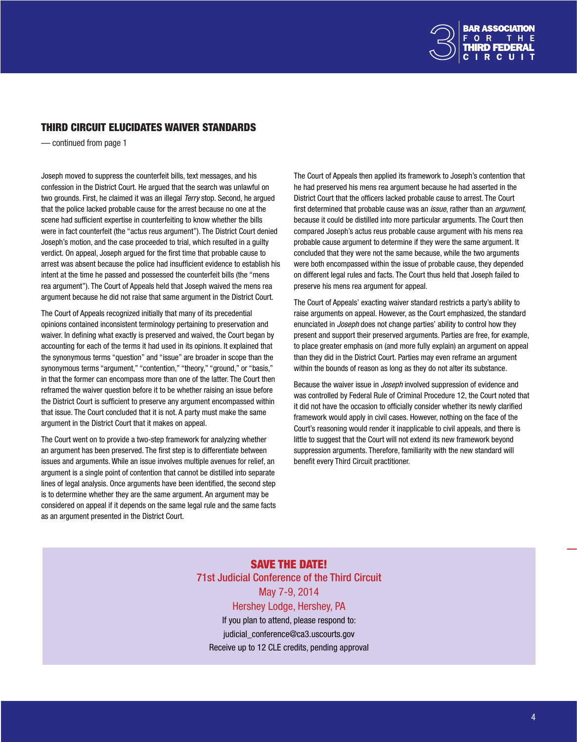## THIRD CIRCUIT ELUCIDATES WAIVER STANDARDS

— continued from page 1

Joseph moved to suppress the counterfeit bills, text messages, and his confession in the District Court. He argued that the search was unlawful on two grounds. First, he claimed it was an illegal *Terry* stop. Second, he argued that the police lacked probable cause for the arrest because no one at the scene had sufficient expertise in counterfeiting to know whether the bills were in fact counterfeit (the "actus reus argument"). The District Court denied Joseph's motion, and the case proceeded to trial, which resulted in a guilty verdict. On appeal, Joseph argued for the first time that probable cause to arrest was absent because the police had insufficient evidence to establish his intent at the time he passed and possessed the counterfeit bills (the "mens rea argument"). The Court of Appeals held that Joseph waived the mens rea argument because he did not raise that same argument in the District Court.

The Court of Appeals recognized initially that many of its precedential opinions contained inconsistent terminology pertaining to preservation and waiver. In defining what exactly is preserved and waived, the Court began by accounting for each of the terms it had used in its opinions. It explained that the synonymous terms "question" and "issue" are broader in scope than the synonymous terms "argument," "contention," "theory," "ground," or "basis," in that the former can encompass more than one of the latter. The Court then reframed the waiver question before it to be whether raising an issue before the District Court is sufficient to preserve any argument encompassed within that issue. The Court concluded that it is not. A party must make the same argument in the District Court that it makes on appeal.

The Court went on to provide a two-step framework for analyzing whether an argument has been preserved. The first step is to differentiate between issues and arguments. While an issue involves multiple avenues for relief, an argument is a single point of contention that cannot be distilled into separate lines of legal analysis. Once arguments have been identified, the second step is to determine whether they are the same argument. An argument may be considered on appeal if it depends on the same legal rule and the same facts as an argument presented in the District Court.

The Court of Appeals then applied its framework to Joseph's contention that he had preserved his mens rea argument because he had asserted in the District Court that the officers lacked probable cause to arrest. The Court first determined that probable cause was an *issue*, rather than an *argument*, because it could be distilled into more particular arguments. The Court then compared Joseph's actus reus probable cause argument with his mens rea probable cause argument to determine if they were the same argument. It concluded that they were not the same because, while the two arguments were both encompassed within the issue of probable cause, they depended on different legal rules and facts. The Court thus held that Joseph failed to preserve his mens rea argument for appeal.

The Court of Appeals' exacting waiver standard restricts a party's ability to raise arguments on appeal. However, as the Court emphasized, the standard enunciated in *Joseph* does not change parties' ability to control how they present and support their preserved arguments. Parties are free, for example, to place greater emphasis on (and more fully explain) an argument on appeal than they did in the District Court. Parties may even reframe an argument within the bounds of reason as long as they do not alter its substance.

Because the waiver issue in *Joseph* involved suppression of evidence and was controlled by Federal Rule of Criminal Procedure 12, the Court noted that it did not have the occasion to officially consider whether its newly clarified framework would apply in civil cases. However, nothing on the face of the Court's reasoning would render it inapplicable to civil appeals, and there is little to suggest that the Court will not extend its new framework beyond suppression arguments. Therefore, familiarity with the new standard will benefit every Third Circuit practitioner.

**SAVE THE DATE!**

71st Judicial Conference of the Third Circuit

May 7-9, 2014

Hershey Lodge, Hershey, PA

If you plan to attend, please respond to:

judicial_conference@ca3.uscourts.gov

Receive up to 12 CLE credits, pending approval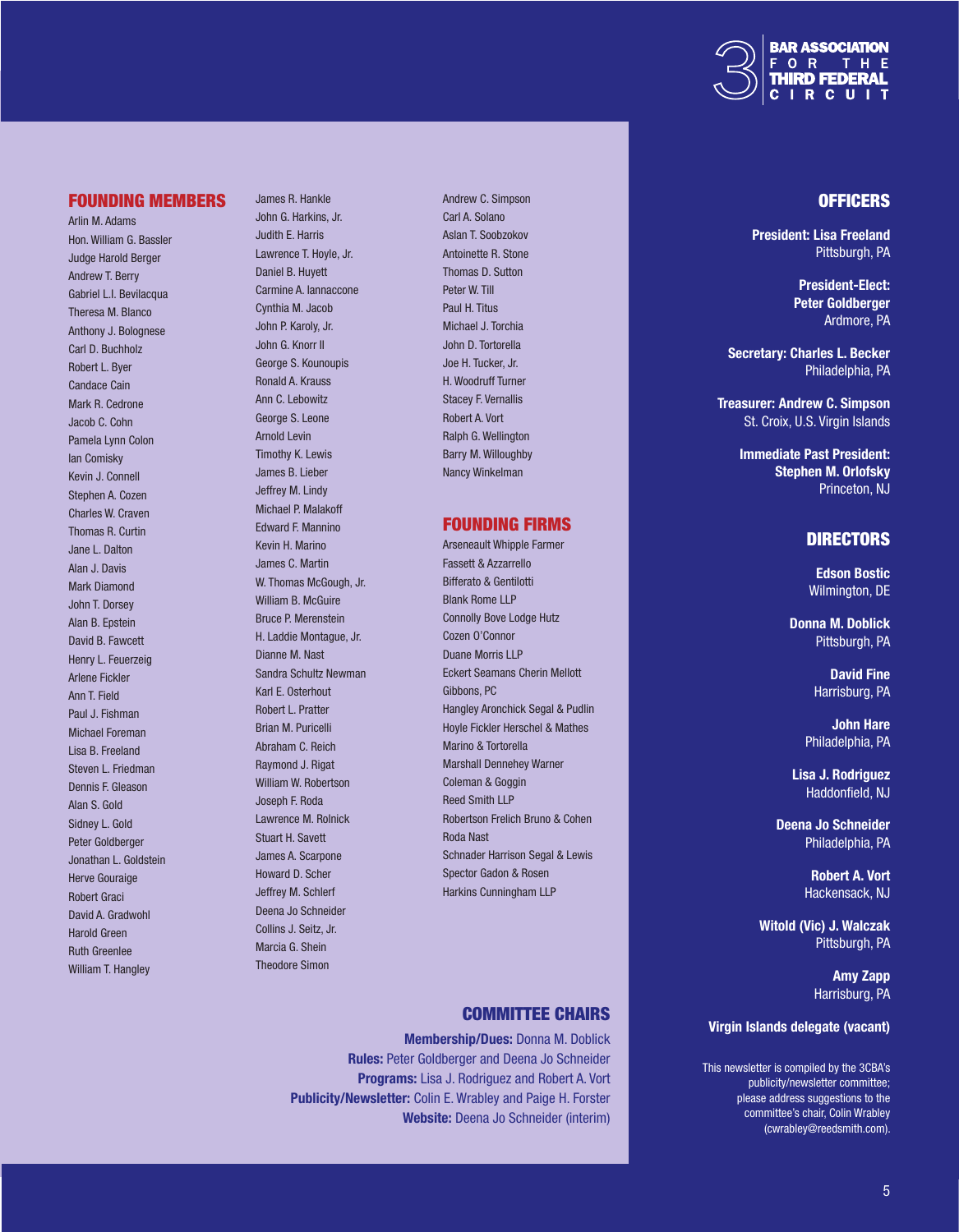BAR ASSOCIATION FOR THE THIRD FEDERAL CIRCUIT

## FOUNDING MEMBERS

Arlin M. Adams
Hon. William G. Bassler
Judge Harold Berger
Andrew T. Berry
Gabriel L.I. Bevilacqua
Theresa M. Blanco
Anthony J. Bolognese
Carl D. Buchholz
Robert L. Byer
Candace Cain
Mark R. Cedrone
Jacob C. Cohn
Pamela Lynn Colon
Ian Comisky
Kevin J. Connell
Stephen A. Cozen
Charles W. Craven
Thomas R. Curtin
Jane L. Dalton
Alan J. Davis
Mark Diamond
John T. Dorsey
Alan B. Epstein
David B. Fawcett
Henry L. Feuerzeig
Arlene Fickler
Ann T. Field
Paul J. Fishman
Michael Foreman
Lisa B. Freeland
Steven L. Friedman
Dennis F. Gleason
Alan S. Gold
Sidney L. Gold
Peter Goldberger
Jonathan L. Goldstein
Herve Gouraige
Robert Graci
David A. Gradwohl
Harold Green
Ruth Greenlee
William T. Hangley
James R. Hankle
John G. Harkins, Jr.
Judith E. Harris
Lawrence T. Hoyle, Jr.
Daniel B. Huyett
Carmine A. Iannaccone
Cynthia M. Jacob
John P. Karoly, Jr.
John G. Knorr II
George S. Kounoupis
Ronald A. Krauss
Ann C. Lebowitz
George S. Leone
Arnold Levin
Timothy K. Lewis
James B. Lieber
Jeffrey M. Lindy
Michael P. Malakoff
Edward F. Mannino
Kevin H. Marino
James C. Martin
W. Thomas McGough, Jr.
William B. McGuire
Bruce P. Merenstein
H. Laddie Montague, Jr.
Dianne M. Nast
Sandra Schultz Newman
Karl E. Osterhout
Robert L. Pratter
Brian M. Puricelli
Abraham C. Reich
Raymond J. Rigat
William W. Robertson
Joseph F. Roda
Lawrence M. Rolnick
Stuart H. Savett
James A. Scarpone
Howard D. Scher
Jeffrey M. Schlerf
Deena Jo Schneider
Collins J. Seitz, Jr.
Marcia G. Shein
Theodore Simon
Andrew C. Simpson
Carl A. Solano
Aslan T. Soobzokov
Antoinette R. Stone
Thomas D. Sutton
Peter W. Till
Paul H. Titus
Michael J. Torchia
John D. Tortorella
Joe H. Tucker, Jr.
H. Woodruff Turner
Stacey F. Vernallis
Robert A. Vort
Ralph G. Wellington
Barry M. Willoughby
Nancy Winkelman

## FOUNDING FIRMS

Arseneault Whipple Farmer
Fassett & Azzarrello
Bifferato & Gentilotti
Blank Rome LLP
Connolly Bove Lodge Hutz
Cozen O'Connor
Duane Morris LLP
Eckert Seamans Cherin Mellott
Gibbons, PC
Hangley Aronchick Segal & Pudlin
Hoyle Fickler Herschel & Mathes
Marino & Tortorella
Marshall Dennehey Warner
Coleman & Goggin
Reed Smith LLP
Robertson Frelich Bruno & Cohen
Roda Nast
Schnader Harrison Segal & Lewis
Spector Gadon & Rosen
Harkins Cunningham LLP

## COMMITTEE CHAIRS

**Membership/Dues:** Donna M. Doblick
**Rules:** Peter Goldberger and Deena Jo Schneider
**Programs:** Lisa J. Rodriguez and Robert A. Vort
**Publicity/Newsletter:** Colin E. Wrabley and Paige H. Forster
**Website:** Deena Jo Schneider (interim)

## OFFICERS

**President: Lisa Freeland**
Pittsburgh, PA

**President-Elect: Peter Goldberger**
Ardmore, PA

**Secretary: Charles L. Becker**
Philadelphia, PA

**Treasurer: Andrew C. Simpson**
St. Croix, U.S. Virgin Islands

**Immediate Past President: Stephen M. Orlofsky**
Princeton, NJ

## DIRECTORS

**Edson Bostic**
Wilmington, DE

**Donna M. Doblick**
Pittsburgh, PA

**David Fine**
Harrisburg, PA

**John Hare**
Philadelphia, PA

**Lisa J. Rodriguez**
Haddonfield, NJ

**Deena Jo Schneider**
Philadelphia, PA

**Robert A. Vort**
Hackensack, NJ

**Witold (Vic) J. Walczak**
Pittsburgh, PA

**Amy Zapp**
Harrisburg, PA

**Virgin Islands delegate (vacant)**

This newsletter is compiled by the 3CBA's publicity/newsletter committee; please address suggestions to the committee's chair, Colin Wrabley (cwrabley@reedsmith.com).